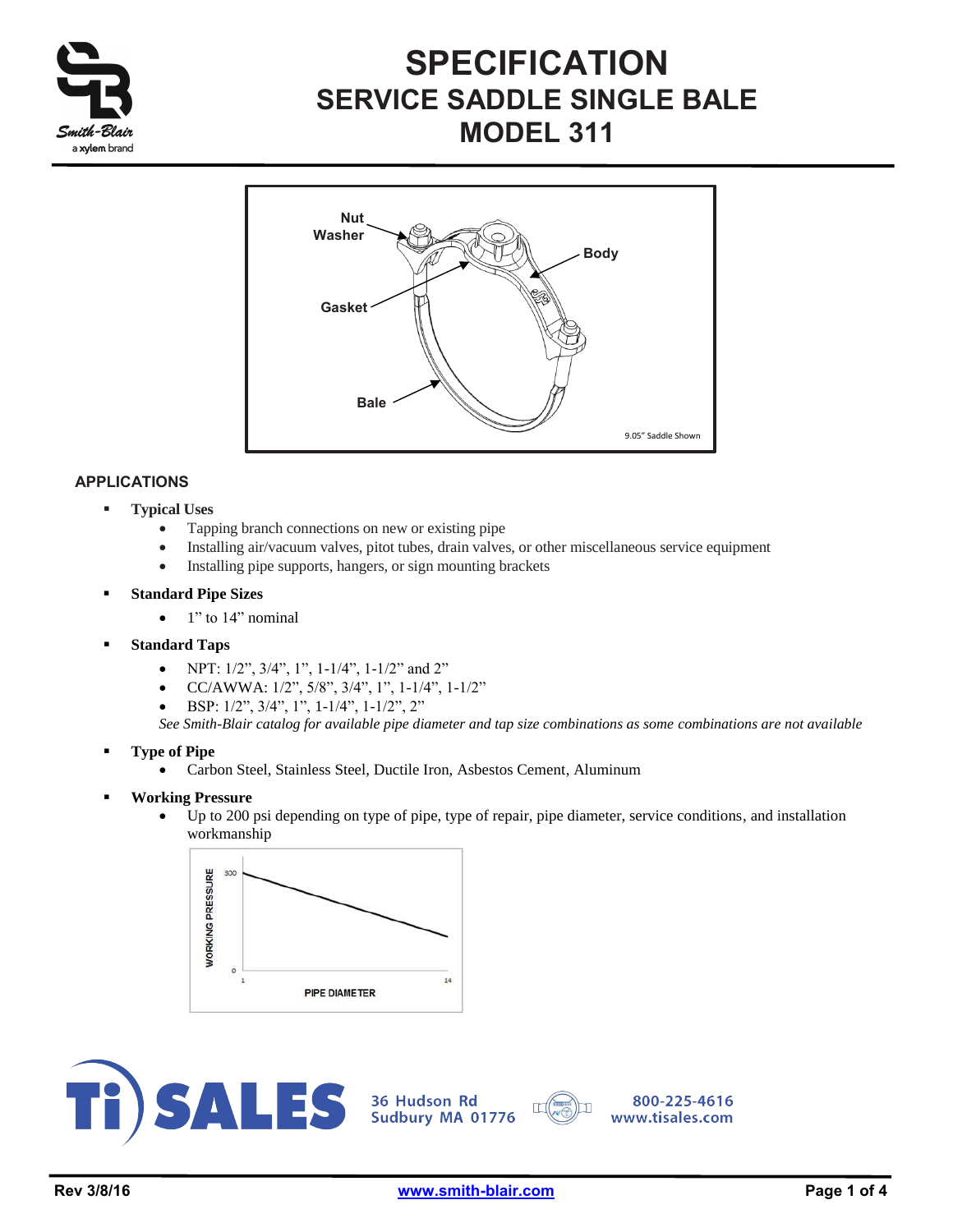# SPECIFICATION
## SERVICE SADDLE SINGLE BALE
## MODEL 311

Nut
Washer
Body
Gasket
Bale
9.05" Saddle Shown

### APPLICATIONS

- **Typical Uses**
  - Tapping branch connections on new or existing pipe
  - Installing air/vacuum valves, pitot tubes, drain valves, or other miscellaneous service equipment
  - Installing pipe supports, hangers, or sign mounting brackets
- **Standard Pipe Sizes**
  - 1" to 14" nominal
- **Standard Taps**
  - NPT: 1/2", 3/4", 1", 1-1/4", 1-1/2" and 2"
  - CC/AWWA: 1/2", 5/8", 3/4", 1", 1-1/4", 1-1/2"
  - BSP: 1/2", 3/4", 1", 1-1/4", 1-1/2", 2"

  *See Smith-Blair catalog for available pipe diameter and tap size combinations as some combinations are not available*
- **Type of Pipe**
  - Carbon Steel, Stainless Steel, Ductile Iron, Asbestos Cement, Aluminum
- **Working Pressure**
  - Up to 200 psi depending on type of pipe, type of repair, pipe diameter, service conditions, and installation workmanship

WORKING PRESSURE: 300, 0
PIPE DIAMETER: 1, 14

TI SALES 36 Hudson Rd Sudbury MA 01776 800-225-4616 www.tisales.com

Rev 3/8/16 www.smith-blair.com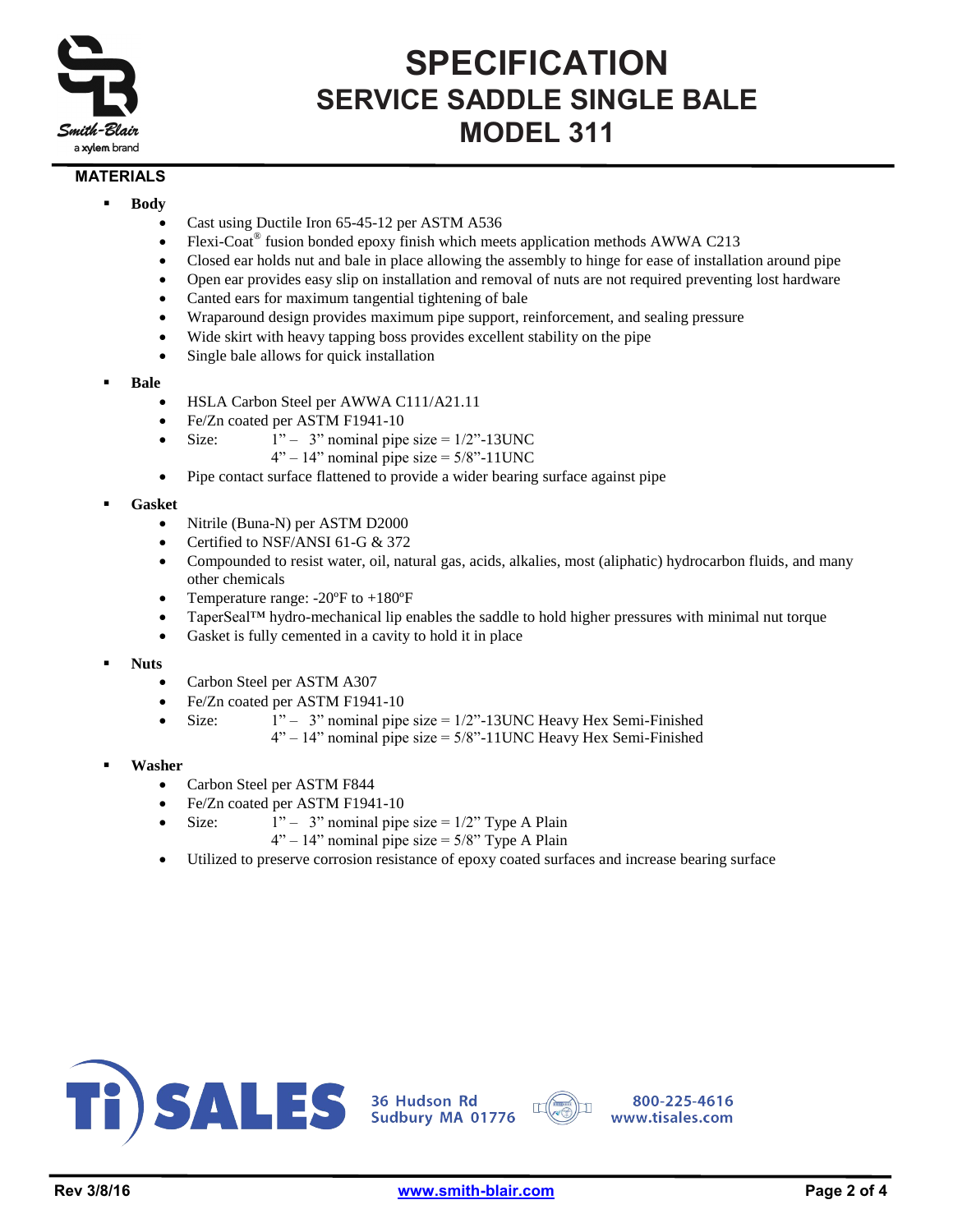# SPECIFICATION
## SERVICE SADDLE SINGLE BALE
## MODEL 311

### MATERIALS

- **Body**
  - Cast using Ductile Iron 65-45-12 per ASTM A536
  - Flexi-Coat® fusion bonded epoxy finish which meets application methods AWWA C213
  - Closed ear holds nut and bale in place allowing the assembly to hinge for ease of installation around pipe
  - Open ear provides easy slip on installation and removal of nuts are not required preventing lost hardware
  - Canted ears for maximum tangential tightening of bale
  - Wraparound design provides maximum pipe support, reinforcement, and sealing pressure
  - Wide skirt with heavy tapping boss provides excellent stability on the pipe
  - Single bale allows for quick installation

- **Bale**
  - HSLA Carbon Steel per AWWA C111/A21.11
  - Fe/Zn coated per ASTM F1941-10
  - Size: 1" – 3" nominal pipe size = 1/2"-13UNC
    4" – 14" nominal pipe size = 5/8"-11UNC
  - Pipe contact surface flattened to provide a wider bearing surface against pipe

- **Gasket**
  - Nitrile (Buna-N) per ASTM D2000
  - Certified to NSF/ANSI 61-G & 372
  - Compounded to resist water, oil, natural gas, acids, alkalies, most (aliphatic) hydrocarbon fluids, and many other chemicals
  - Temperature range: -20ºF to +180ºF
  - TaperSeal™ hydro-mechanical lip enables the saddle to hold higher pressures with minimal nut torque
  - Gasket is fully cemented in a cavity to hold it in place

- **Nuts**
  - Carbon Steel per ASTM A307
  - Fe/Zn coated per ASTM F1941-10
  - Size: 1" – 3" nominal pipe size = 1/2"-13UNC Heavy Hex Semi-Finished
    4" – 14" nominal pipe size = 5/8"-11UNC Heavy Hex Semi-Finished

- **Washer**
  - Carbon Steel per ASTM F844
  - Fe/Zn coated per ASTM F1941-10
  - Size: 1" – 3" nominal pipe size = 1/2" Type A Plain
    4" – 14" nominal pipe size = 5/8" Type A Plain
  - Utilized to preserve corrosion resistance of epoxy coated surfaces and increase bearing surface

TI SALES 36 Hudson Rd Sudbury MA 01776 800-225-4616 www.tisales.com

Rev 3/8/16 www.smith-blair.com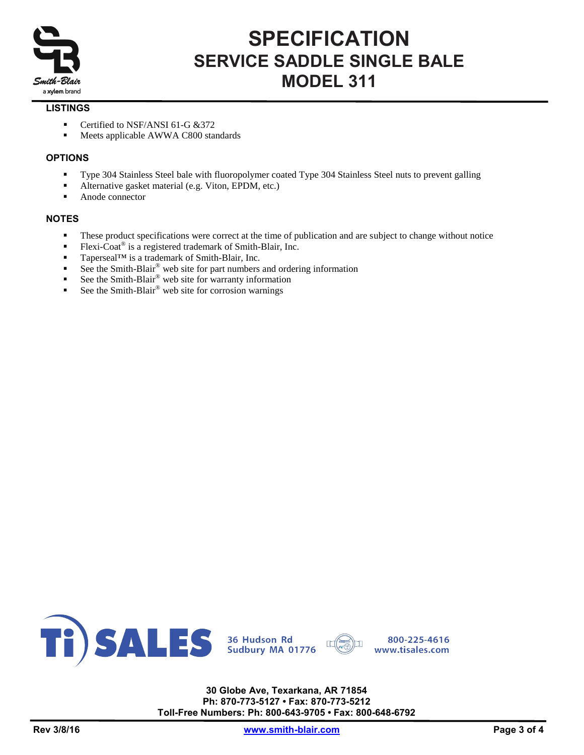# SPECIFICATION
## SERVICE SADDLE SINGLE BALE
## MODEL 311

### LISTINGS

- Certified to NSF/ANSI 61-G &372
- Meets applicable AWWA C800 standards

### OPTIONS

- Type 304 Stainless Steel bale with fluoropolymer coated Type 304 Stainless Steel nuts to prevent galling
- Alternative gasket material (e.g. Viton, EPDM, etc.)
- Anode connector

### NOTES

- These product specifications were correct at the time of publication and are subject to change without notice
- Flexi-Coat® is a registered trademark of Smith-Blair, Inc.
- Taperseal™ is a trademark of Smith-Blair, Inc.
- See the Smith-Blair® web site for part numbers and ordering information
- See the Smith-Blair® web site for warranty information
- See the Smith-Blair® web site for corrosion warnings

Ti SALES 36 Hudson Rd Sudbury MA 01776 800-225-4616 www.tisales.com

**30 Globe Ave, Texarkana, AR 71854**
**Ph: 870-773-5127 • Fax: 870-773-5212**
**Toll-Free Numbers: Ph: 800-643-9705 • Fax: 800-648-6792**

**Rev 3/8/16** **www.smith-blair.com**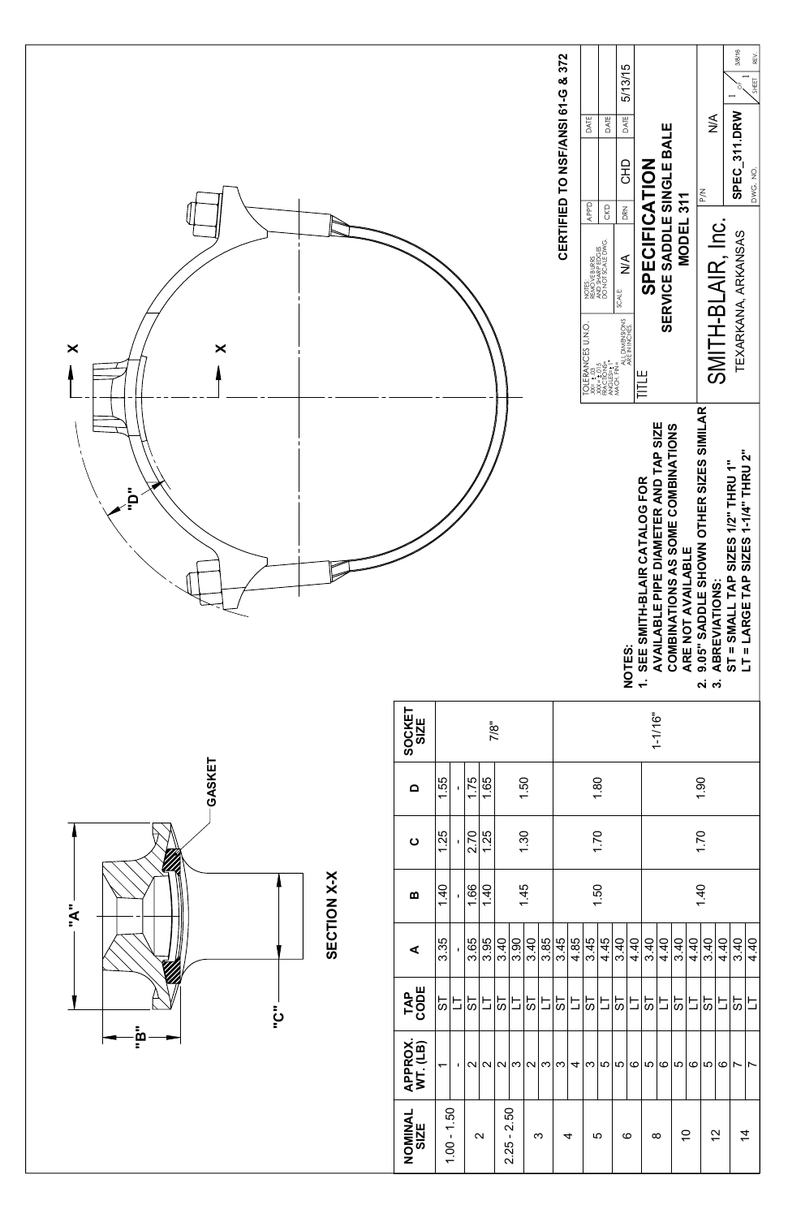"A"

"B"

"C"

GASKET

SECTION X-X

"D"

X

X

| NOMINAL SIZE | APPROX. WT. (LB) | TAP CODE | A | B | C | D | SOCKET SIZE |
|---|---|---|---|---|---|---|---|
| 1.00 - 1.50 | 1 | ST | 3.35 | 1.40 | 1.25 | 1.55 | 7/8" |
| | - | LT | - | - | - | - | |
| 2 | 2 | ST | 3.65 | 1.66 | 2.70 | 1.75 | |
| | 2 | LT | 3.95 | 1.40 | 1.25 | 1.65 | |
| 2.25 - 2.50 | 2 | ST | 3.40 | 1.45 | 1.30 | 1.50 | |
| | 3 | LT | 3.90 | | | | |
| 3 | 2 | ST | 3.40 | | | | |
| | 3 | LT | 3.85 | | | | |
| 4 | 3 | ST | 3.45 | 1.50 | 1.70 | 1.80 | 1-1/16" |
| | 4 | LT | 4.85 | | | | |
| 5 | 3 | ST | 3.45 | | | | |
| | 5 | LT | 4.45 | | | | |
| 6 | 5 | ST | 3.40 | | | | |
| | 6 | LT | 4.40 | | | | |
| 8 | 5 | ST | 3.40 | 1.40 | 1.70 | 1.90 | |
| | 6 | LT | 4.40 | | | | |
| 10 | 5 | ST | 3.40 | | | | |
| | 6 | LT | 4.40 | | | | |
| 12 | 5 | ST | 3.40 | | | | |
| | 6 | LT | 4.40 | | | | |
| 14 | 7 | ST | 3.40 | | | | |
| | 7 | LT | 4.40 | | | | |

**NOTES:**

1. SEE SMITH-BLAIR CATALOG FOR AVAILABLE PIPE DIAMETER AND TAP SIZE COMBINATIONS AS SOME COMBINATIONS ARE NOT AVAILABLE
2. 9.05" SADDLE SHOWN OTHER SIZES SIMILAR
3. ABREVIATIONS:
   ST = SMALL TAP SIZES 1/2" THRU 1"
   LT = LARGE TAP SIZES 1-1/4" THRU 2"

CERTIFIED TO NSF/ANSI 61-G & 372

TOLERANCES U.N.O.
.XX= ± .03
.XXX= ± .015
FRACTIONS= ±
ANGLES= ± 1°
MACH. FIN= ✓
ALL DIMENSIONS ARE IN INCHES

NOTES: REMOVE BURRS AND SHARP EDGES. DO NOT SCALE DWG.

SCALE: N/A

APP'D | DATE
CK'D | DATE
DRN: CHD | DATE: 5/13/15

TITLE

# SPECIFICATION

## SERVICE SADDLE SINGLE BALE

## MODEL 311

SMITH-BLAIR, Inc.
TEXARKANA, ARKANSAS

P/N: N/A

DWG. NO.: SPEC_311.DRW

SHEET 1 OF 1

REV. 3/8/16